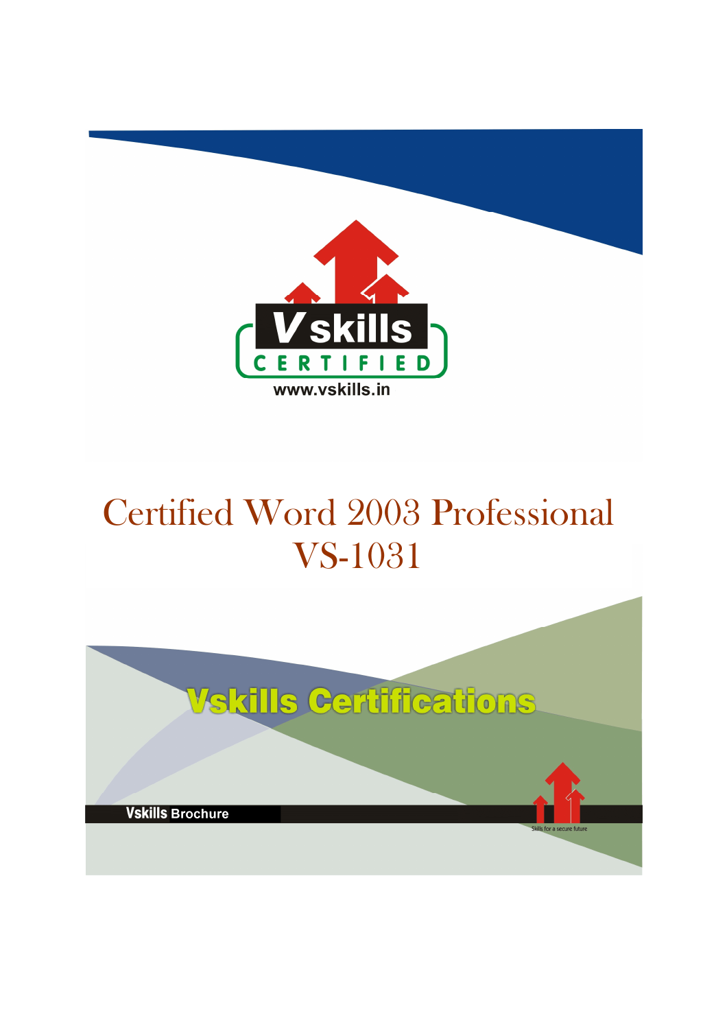Vskills CERTIFIED

www.vskills.in

# Certified Word 2003 Professional VS-1031

Vskills Certifications

Vskills Brochure

Skills for a secure future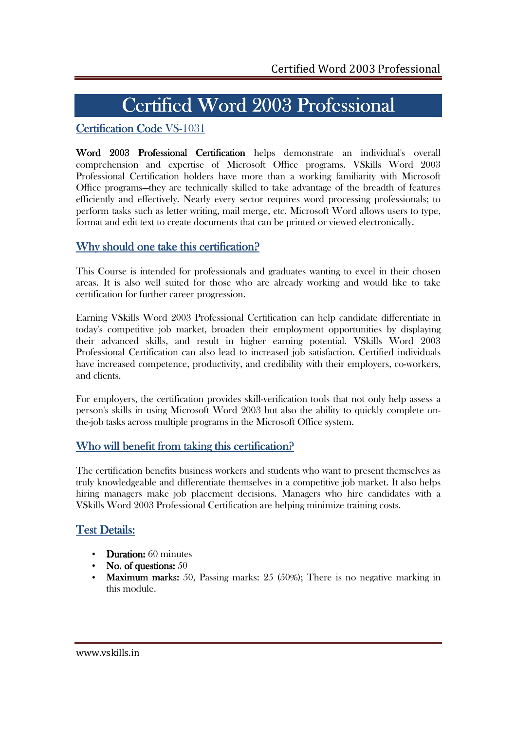# Certified Word 2003 Professional

## Certification Code VS-1031

**Word 2003 Professional Certification** helps demonstrate an individual's overall comprehension and expertise of Microsoft Office programs. VSkills Word 2003 Professional Certification holders have more than a working familiarity with Microsoft Office programs—they are technically skilled to take advantage of the breadth of features efficiently and effectively. Nearly every sector requires word processing professionals; to perform tasks such as letter writing, mail merge, etc. Microsoft Word allows users to type, format and edit text to create documents that can be printed or viewed electronically.

## Why should one take this certification?

This Course is intended for professionals and graduates wanting to excel in their chosen areas. It is also well suited for those who are already working and would like to take certification for further career progression.

Earning VSkills Word 2003 Professional Certification can help candidate differentiate in today's competitive job market, broaden their employment opportunities by displaying their advanced skills, and result in higher earning potential. VSkills Word 2003 Professional Certification can also lead to increased job satisfaction. Certified individuals have increased competence, productivity, and credibility with their employers, co-workers, and clients.

For employers, the certification provides skill-verification tools that not only help assess a person's skills in using Microsoft Word 2003 but also the ability to quickly complete on-the-job tasks across multiple programs in the Microsoft Office system.

## Who will benefit from taking this certification?

The certification benefits business workers and students who want to present themselves as truly knowledgeable and differentiate themselves in a competitive job market. It also helps hiring managers make job placement decisions. Managers who hire candidates with a VSkills Word 2003 Professional Certification are helping minimize training costs.

## Test Details:

- **Duration:** 60 minutes
- **No. of questions:** 50
- **Maximum marks:** 50, Passing marks: 25 (50%); There is no negative marking in this module.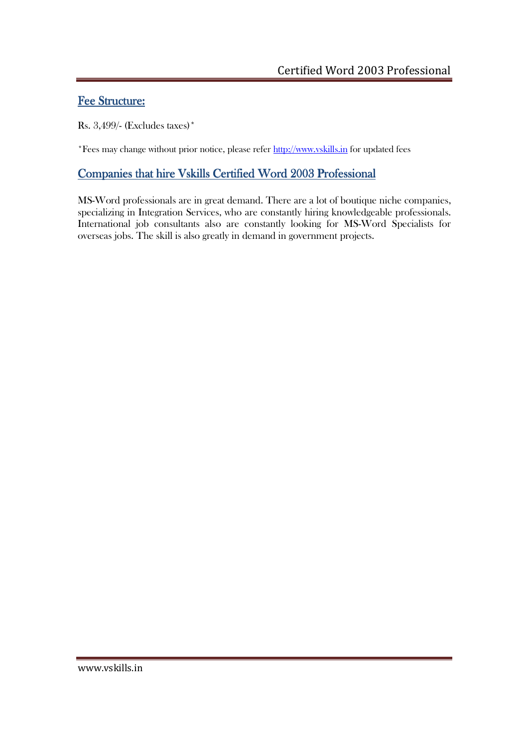## Fee Structure:

Rs. 3,499/- (Excludes taxes)*

*Fees may change without prior notice, please refer http://www.vskills.in for updated fees

## Companies that hire Vskills Certified Word 2003 Professional

MS-Word professionals are in great demand. There are a lot of boutique niche companies, specializing in Integration Services, who are constantly hiring knowledgeable professionals. International job consultants also are constantly looking for MS-Word Specialists for overseas jobs. The skill is also greatly in demand in government projects.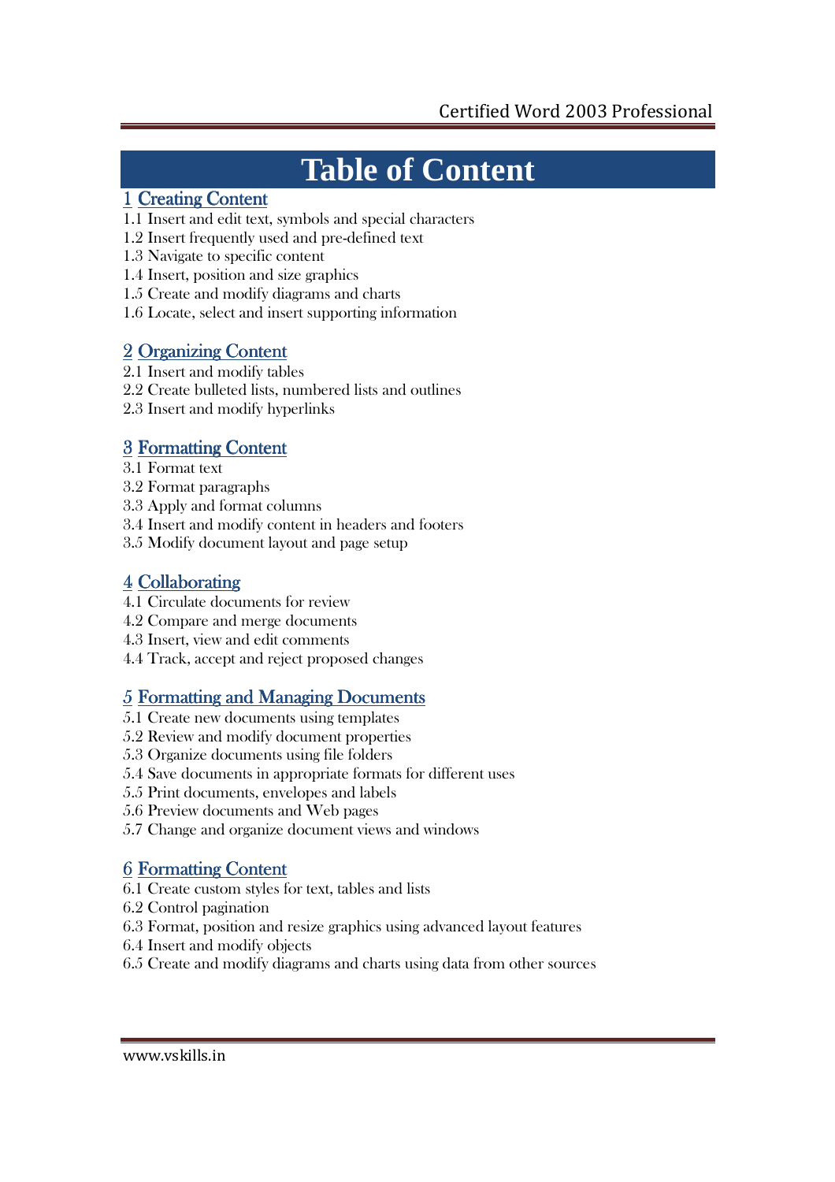# Table of Content

## 1 Creating Content

1.1 Insert and edit text, symbols and special characters
1.2 Insert frequently used and pre-defined text
1.3 Navigate to specific content
1.4 Insert, position and size graphics
1.5 Create and modify diagrams and charts
1.6 Locate, select and insert supporting information

## 2 Organizing Content

2.1 Insert and modify tables
2.2 Create bulleted lists, numbered lists and outlines
2.3 Insert and modify hyperlinks

## 3 Formatting Content

3.1 Format text
3.2 Format paragraphs
3.3 Apply and format columns
3.4 Insert and modify content in headers and footers
3.5 Modify document layout and page setup

## 4 Collaborating

4.1 Circulate documents for review
4.2 Compare and merge documents
4.3 Insert, view and edit comments
4.4 Track, accept and reject proposed changes

## 5 Formatting and Managing Documents

5.1 Create new documents using templates
5.2 Review and modify document properties
5.3 Organize documents using file folders
5.4 Save documents in appropriate formats for different uses
5.5 Print documents, envelopes and labels
5.6 Preview documents and Web pages
5.7 Change and organize document views and windows

## 6 Formatting Content

6.1 Create custom styles for text, tables and lists
6.2 Control pagination
6.3 Format, position and resize graphics using advanced layout features
6.4 Insert and modify objects
6.5 Create and modify diagrams and charts using data from other sources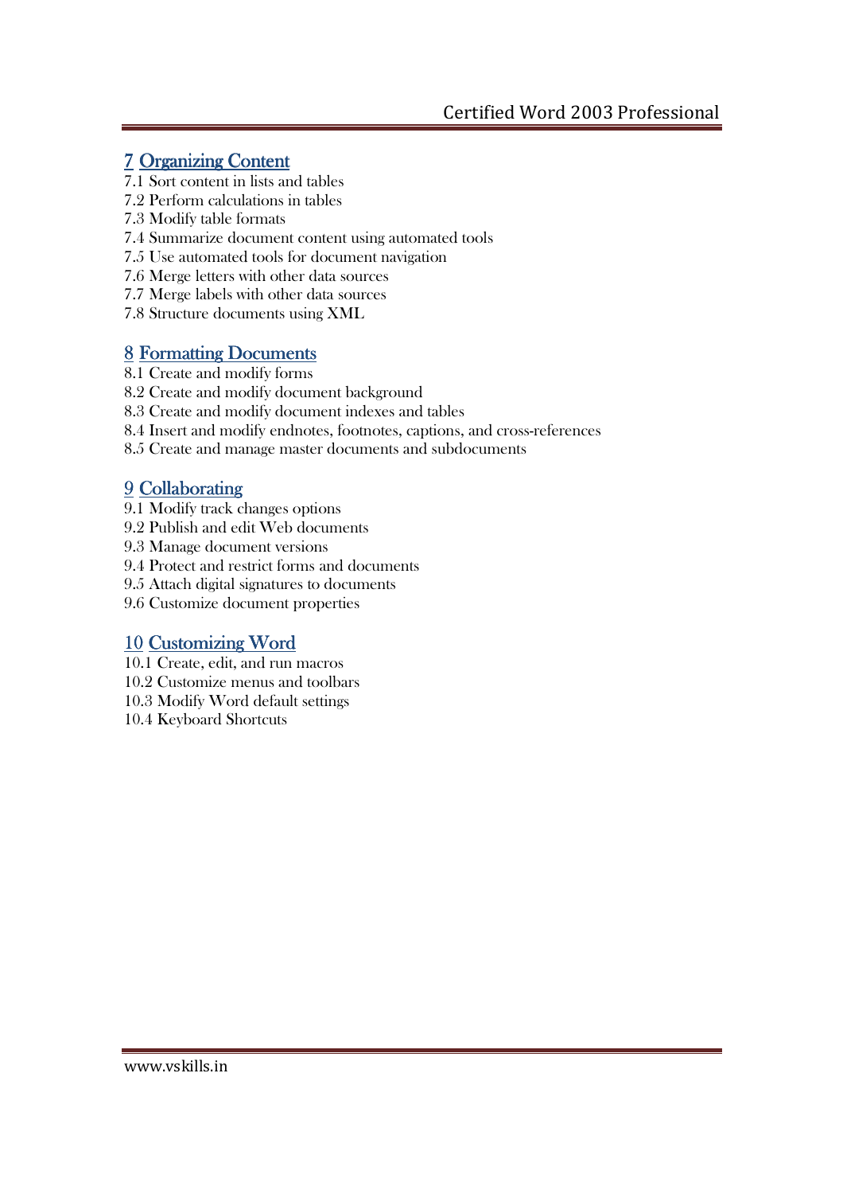## 7 Organizing Content

7.1 Sort content in lists and tables
7.2 Perform calculations in tables
7.3 Modify table formats
7.4 Summarize document content using automated tools
7.5 Use automated tools for document navigation
7.6 Merge letters with other data sources
7.7 Merge labels with other data sources
7.8 Structure documents using XML

## 8 Formatting Documents

8.1 Create and modify forms
8.2 Create and modify document background
8.3 Create and modify document indexes and tables
8.4 Insert and modify endnotes, footnotes, captions, and cross-references
8.5 Create and manage master documents and subdocuments

## 9 Collaborating

9.1 Modify track changes options
9.2 Publish and edit Web documents
9.3 Manage document versions
9.4 Protect and restrict forms and documents
9.5 Attach digital signatures to documents
9.6 Customize document properties

## 10 Customizing Word

10.1 Create, edit, and run macros
10.2 Customize menus and toolbars
10.3 Modify Word default settings
10.4 Keyboard Shortcuts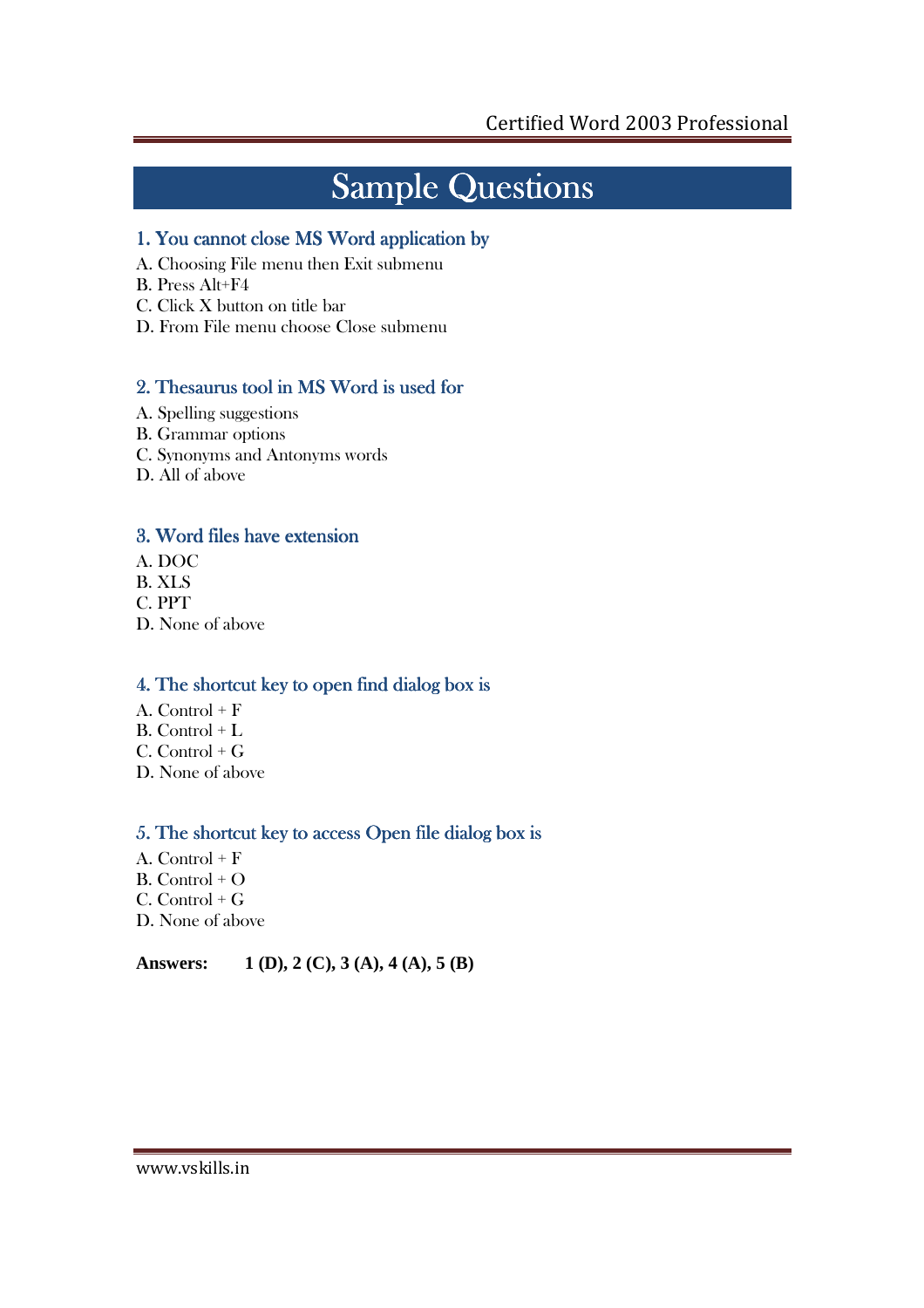# Sample Questions

### 1. You cannot close MS Word application by

A. Choosing File menu then Exit submenu
B. Press Alt+F4
C. Click X button on title bar
D. From File menu choose Close submenu

### 2. Thesaurus tool in MS Word is used for

A. Spelling suggestions
B. Grammar options
C. Synonyms and Antonyms words
D. All of above

### 3. Word files have extension

A. DOC
B. XLS
C. PPT
D. None of above

### 4. The shortcut key to open find dialog box is

A. Control + F
B. Control + L
C. Control + G
D. None of above

### 5. The shortcut key to access Open file dialog box is

A. Control + F
B. Control + O
C. Control + G
D. None of above

**Answers: 1 (D), 2 (C), 3 (A), 4 (A), 5 (B)**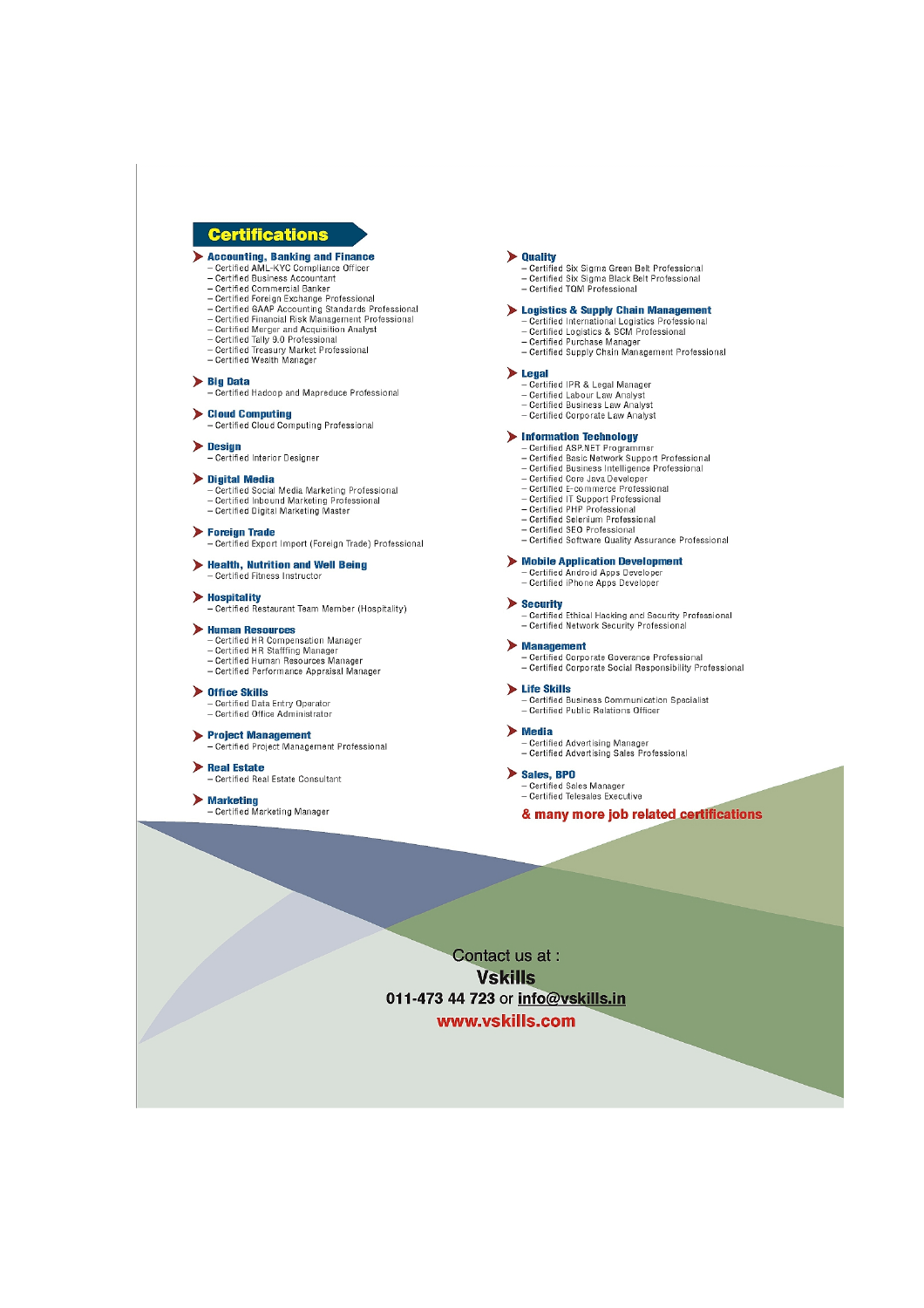## Certifications

### Accounting, Banking and Finance
- Certified AML-KYC Compliance Officer
- Certified Business Accountant
- Certified Commercial Banker
- Certified Foreign Exchange Professional
- Certified GAAP Accounting Standards Professional
- Certified Financial Risk Management Professional
- Certified Merger and Acquisition Analyst
- Certified Tally 9.0 Professional
- Certified Treasury Market Professional
- Certified Wealth Manager

### Big Data
- Certified Hadoop and Mapreduce Professional

### Cloud Computing
- Certified Cloud Computing Professional

### Design
- Certified Interior Designer

### Digital Media
- Certified Social Media Marketing Professional
- Certified Inbound Marketing Professional
- Certified Digital Marketing Master

### Foreign Trade
- Certified Export Import (Foreign Trade) Professional

### Health, Nutrition and Well Being
- Certified Fitness Instructor

### Hospitality
- Certified Restaurant Team Member (Hospitality)

### Human Resources
- Certified HR Compensation Manager
- Certified HR Stafffing Manager
- Certified Human Resources Manager
- Certified Performance Appraisal Manager

### Office Skills
- Certified Data Entry Operator
- Certified Office Administrator

### Project Management
- Certified Project Management Professional

### Real Estate
- Certified Real Estate Consultant

### Marketing
- Certified Marketing Manager

### Quality
- Certified Six Sigma Green Belt Professional
- Certified Six Sigma Black Belt Professional
- Certified TQM Professional

### Logistics & Supply Chain Management
- Certified International Logistics Professional
- Certified Logistics & SCM Professional
- Certified Purchase Manager
- Certified Supply Chain Management Professional

### Legal
- Certified IPR & Legal Manager
- Certified Labour Law Analyst
- Certified Business Law Analyst
- Certified Corporate Law Analyst

### Information Technology
- Certified ASP.NET Programmer
- Certified Basic Network Support Professional
- Certified Business Intelligence Professional
- Certified Core Java Developer
- Certified E-commerce Professional
- Certified IT Support Professional
- Certified PHP Professional
- Certified Selenium Professional
- Certified SEO Professional
- Certified Software Quality Assurance Professional

### Mobile Application Development
- Certified Android Apps Developer
- Certified iPhone Apps Developer

### Security
- Certified Ethical Hacking and Security Professional
- Certified Network Security Professional

### Management
- Certified Corporate Goverance Professional
- Certified Corporate Social Responsibility Professional

### Life Skills
- Certified Business Communication Specialist
- Certified Public Relations Officer

### Media
- Certified Advertising Manager
- Certified Advertising Sales Professional

### Sales, BPO
- Certified Sales Manager
- Certified Telesales Executive

**& many more job related certifications**

Contact us at :

**Vskills**

**011-473 44 723 or info@vskills.in**

**www.vskills.com**